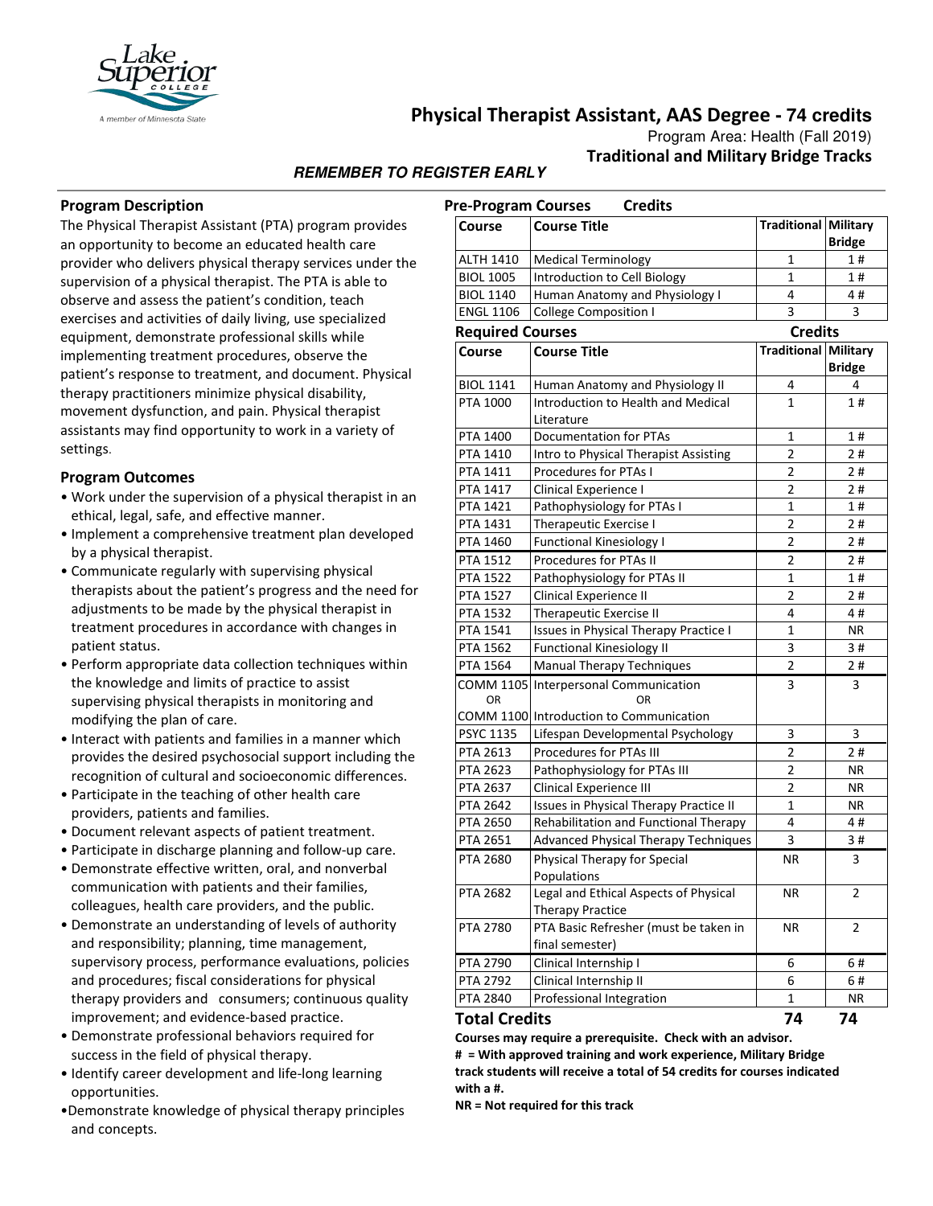# Physical Therapist Assistant, AAS Degree - 74 credits

Program Area: Health (Fall 2019)

**Traditional and Military Bridge Tracks**

***REMEMBER TO REGISTER EARLY***

## Program Description

The Physical Therapist Assistant (PTA) program provides an opportunity to become an educated health care provider who delivers physical therapy services under the supervision of a physical therapist. The PTA is able to observe and assess the patient's condition, teach exercises and activities of daily living, use specialized equipment, demonstrate professional skills while implementing treatment procedures, observe the patient's response to treatment, and document. Physical therapy practitioners minimize physical disability, movement dysfunction, and pain. Physical therapist assistants may find opportunity to work in a variety of settings.

## Program Outcomes

- Work under the supervision of a physical therapist in an ethical, legal, safe, and effective manner.
- Implement a comprehensive treatment plan developed by a physical therapist.
- Communicate regularly with supervising physical therapists about the patient's progress and the need for adjustments to be made by the physical therapist in treatment procedures in accordance with changes in patient status.
- Perform appropriate data collection techniques within the knowledge and limits of practice to assist supervising physical therapists in monitoring and modifying the plan of care.
- Interact with patients and families in a manner which provides the desired psychosocial support including the recognition of cultural and socioeconomic differences.
- Participate in the teaching of other health care providers, patients and families.
- Document relevant aspects of patient treatment.
- Participate in discharge planning and follow-up care.
- Demonstrate effective written, oral, and nonverbal communication with patients and their families, colleagues, health care providers, and the public.
- Demonstrate an understanding of levels of authority and responsibility; planning, time management, supervisory process, performance evaluations, policies and procedures; fiscal considerations for physical therapy providers and consumers; continuous quality improvement; and evidence-based practice.
- Demonstrate professional behaviors required for success in the field of physical therapy.
- Identify career development and life-long learning opportunities.
- Demonstrate knowledge of physical therapy principles and concepts.

## Pre-Program Courses

| Course | Course Title | Traditional Credits | Military Bridge Credits |
|---|---|---|---|
| ALTH 1410 | Medical Terminology | 1 | 1 # |
| BIOL 1005 | Introduction to Cell Biology | 1 | 1 # |
| BIOL 1140 | Human Anatomy and Physiology I | 4 | 4 # |
| ENGL 1106 | College Composition I | 3 | 3 |

## Required Courses

| Course | Course Title | Traditional Credits | Military Bridge Credits |
|---|---|---|---|
| BIOL 1141 | Human Anatomy and Physiology II | 4 | 4 |
| PTA 1000 | Introduction to Health and Medical Literature | 1 | 1 # |
| PTA 1400 | Documentation for PTAs | 1 | 1 # |
| PTA 1410 | Intro to Physical Therapist Assisting | 2 | 2 # |
| PTA 1411 | Procedures for PTAs I | 2 | 2 # |
| PTA 1417 | Clinical Experience I | 2 | 2 # |
| PTA 1421 | Pathophysiology for PTAs I | 1 | 1 # |
| PTA 1431 | Therapeutic Exercise I | 2 | 2 # |
| PTA 1460 | Functional Kinesiology I | 2 | 2 # |
| PTA 1512 | Procedures for PTAs II | 2 | 2 # |
| PTA 1522 | Pathophysiology for PTAs II | 1 | 1 # |
| PTA 1527 | Clinical Experience II | 2 | 2 # |
| PTA 1532 | Therapeutic Exercise II | 4 | 4 # |
| PTA 1541 | Issues in Physical Therapy Practice I | 1 | NR |
| PTA 1562 | Functional Kinesiology II | 3 | 3 # |
| PTA 1564 | Manual Therapy Techniques | 2 | 2 # |
| COMM 1105 OR COMM 1100 | Interpersonal Communication OR Introduction to Communication | 3 | 3 |
| PSYC 1135 | Lifespan Developmental Psychology | 3 | 3 |
| PTA 2613 | Procedures for PTAs III | 2 | 2 # |
| PTA 2623 | Pathophysiology for PTAs III | 2 | NR |
| PTA 2637 | Clinical Experience III | 2 | NR |
| PTA 2642 | Issues in Physical Therapy Practice II | 1 | NR |
| PTA 2650 | Rehabilitation and Functional Therapy | 4 | 4 # |
| PTA 2651 | Advanced Physical Therapy Techniques | 3 | 3 # |
| PTA 2680 | Physical Therapy for Special Populations | NR | 3 |
| PTA 2682 | Legal and Ethical Aspects of Physical Therapy Practice | NR | 2 |
| PTA 2780 | PTA Basic Refresher (must be taken in final semester) | NR | 2 |
| PTA 2790 | Clinical Internship I | 6 | 6 # |
| PTA 2792 | Clinical Internship II | 6 | 6 # |
| PTA 2840 | Professional Integration | 1 | NR |
| **Total Credits** | | **74** | **74** |

**Courses may require a prerequisite. Check with an advisor.**

**# = With approved training and work experience, Military Bridge track students will receive a total of 54 credits for courses indicated with a #.**

**NR = Not required for this track**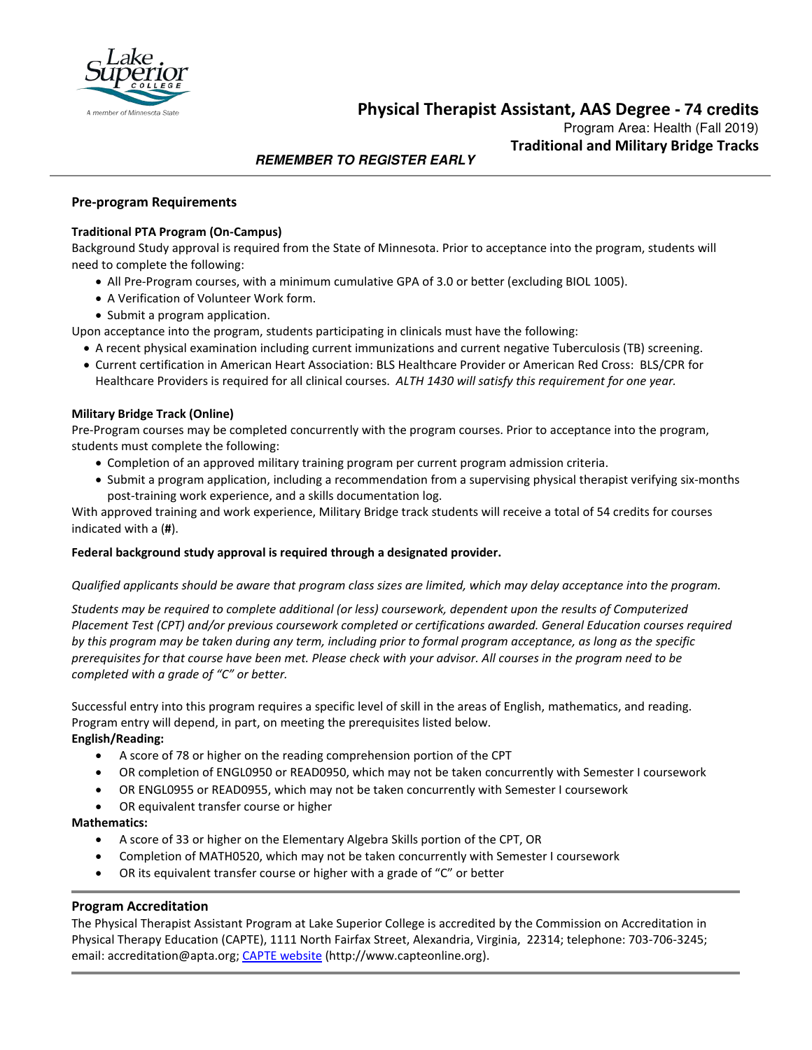# Physical Therapist Assistant, AAS Degree - 74 credits

Program Area: Health (Fall 2019)

**Traditional and Military Bridge Tracks**

***REMEMBER TO REGISTER EARLY***

## Pre-program Requirements

**Traditional PTA Program (On-Campus)**

Background Study approval is required from the State of Minnesota. Prior to acceptance into the program, students will need to complete the following:

- All Pre-Program courses, with a minimum cumulative GPA of 3.0 or better (excluding BIOL 1005).
- A Verification of Volunteer Work form.
- Submit a program application.

Upon acceptance into the program, students participating in clinicals must have the following:

- A recent physical examination including current immunizations and current negative Tuberculosis (TB) screening.
- Current certification in American Heart Association: BLS Healthcare Provider or American Red Cross: BLS/CPR for Healthcare Providers is required for all clinical courses. *ALTH 1430 will satisfy this requirement for one year.*

**Military Bridge Track (Online)**

Pre-Program courses may be completed concurrently with the program courses. Prior to acceptance into the program, students must complete the following:

- Completion of an approved military training program per current program admission criteria.
- Submit a program application, including a recommendation from a supervising physical therapist verifying six-months post-training work experience, and a skills documentation log.

With approved training and work experience, Military Bridge track students will receive a total of 54 credits for courses indicated with a (**#**).

**Federal background study approval is required through a designated provider.**

*Qualified applicants should be aware that program class sizes are limited, which may delay acceptance into the program.*

*Students may be required to complete additional (or less) coursework, dependent upon the results of Computerized Placement Test (CPT) and/or previous coursework completed or certifications awarded. General Education courses required by this program may be taken during any term, including prior to formal program acceptance, as long as the specific prerequisites for that course have been met. Please check with your advisor. All courses in the program need to be completed with a grade of "C" or better.*

Successful entry into this program requires a specific level of skill in the areas of English, mathematics, and reading. Program entry will depend, in part, on meeting the prerequisites listed below.

**English/Reading:**

- A score of 78 or higher on the reading comprehension portion of the CPT
- OR completion of ENGL0950 or READ0950, which may not be taken concurrently with Semester I coursework
- OR ENGL0955 or READ0955, which may not be taken concurrently with Semester I coursework
- OR equivalent transfer course or higher

**Mathematics:**

- A score of 33 or higher on the Elementary Algebra Skills portion of the CPT, OR
- Completion of MATH0520, which may not be taken concurrently with Semester I coursework
- OR its equivalent transfer course or higher with a grade of "C" or better

## Program Accreditation

The Physical Therapist Assistant Program at Lake Superior College is accredited by the Commission on Accreditation in Physical Therapy Education (CAPTE), 1111 North Fairfax Street, Alexandria, Virginia, 22314; telephone: 703-706-3245; email: accreditation@apta.org; CAPTE website (http://www.capteonline.org).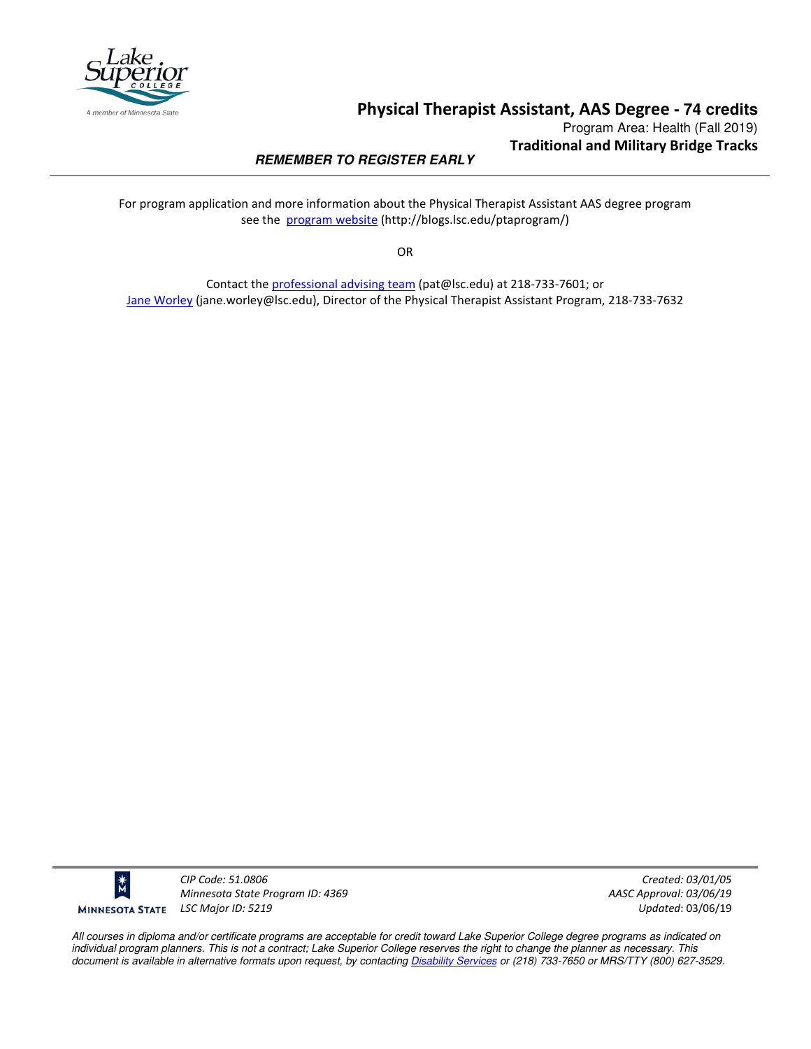# Physical Therapist Assistant, AAS Degree - 74 credits

Program Area: Health (Fall 2019)

**Traditional and Military Bridge Tracks**

***REMEMBER TO REGISTER EARLY***

For program application and more information about the Physical Therapist Assistant AAS degree program see the program website (http://blogs.lsc.edu/ptaprogram/)

OR

Contact the professional advising team (pat@lsc.edu) at 218-733-7601; or Jane Worley (jane.worley@lsc.edu), Director of the Physical Therapist Assistant Program, 218-733-7632

*CIP Code: 51.0806*
*Minnesota State Program ID: 4369*
*LSC Major ID: 5219*

*Created: 03/01/05*
*AASC Approval: 03/06/19*
*Updated: 03/06/19*

*All courses in diploma and/or certificate programs are acceptable for credit toward Lake Superior College degree programs as indicated on individual program planners. This is not a contract; Lake Superior College reserves the right to change the planner as necessary. This document is available in alternative formats upon request, by contacting Disability Services or (218) 733-7650 or MRS/TTY (800) 627-3529.*